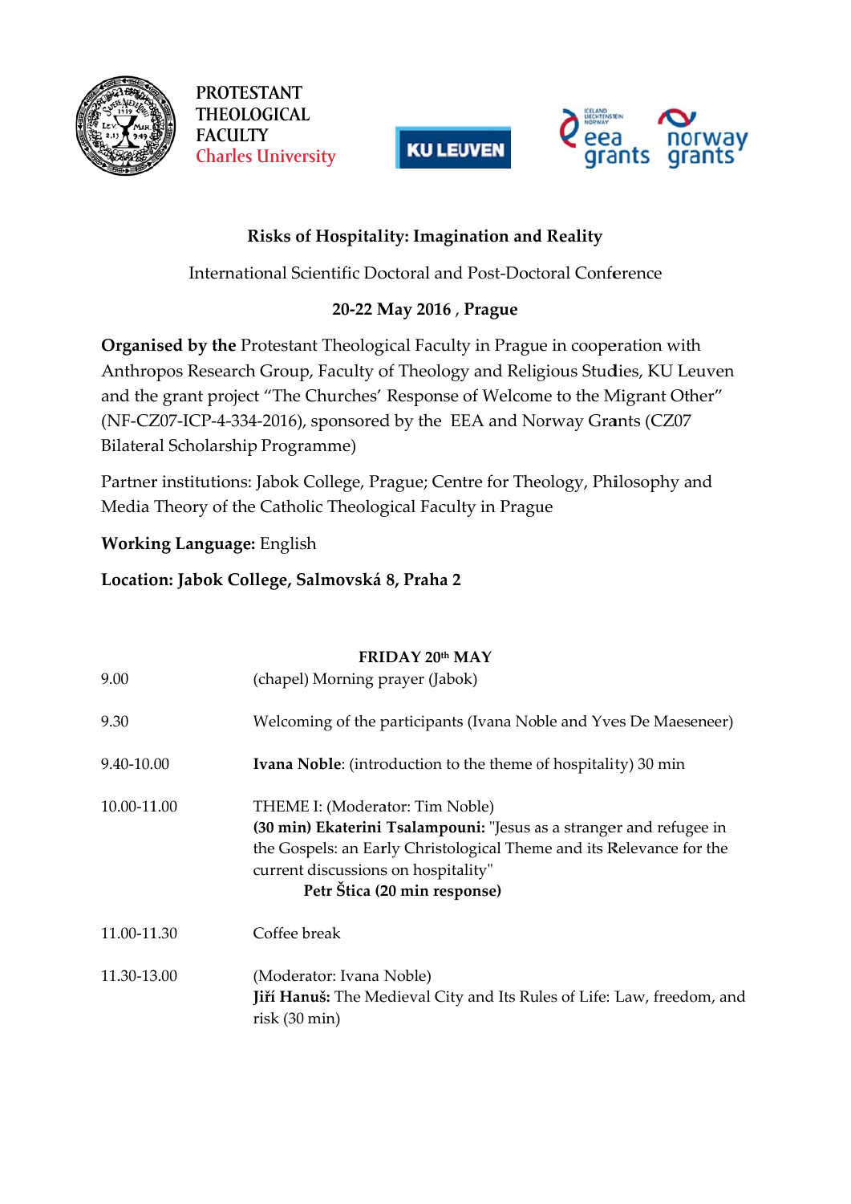PROTESTANT THEOLOGICAL FACULTY
Charles University

KU LEUVEN

eea grants norway grants

# Risks of Hospitality: Imagination and Reality

International Scientific Doctoral and Post-Doctoral Conference

**20-22 May 2016 , Prague**

**Organised by the** Protestant Theological Faculty in Prague in cooperation with Anthropos Research Group, Faculty of Theology and Religious Studies, KU Leuven and the grant project "The Churches' Response of Welcome to the Migrant Other" (NF-CZ07-ICP-4-334-2016), sponsored by the EEA and Norway Grants (CZ07 Bilateral Scholarship Programme)

Partner institutions: Jabok College, Prague; Centre for Theology, Philosophy and Media Theory of the Catholic Theological Faculty in Prague

**Working Language:** English

**Location: Jabok College, Salmovská 8, Praha 2**

## FRIDAY 20th MAY

| | |
|---|---|
| 9.00 | (chapel) Morning prayer (Jabok) |
| 9.30 | Welcoming of the participants (Ivana Noble and Yves De Maeseneer) |
| 9.40-10.00 | **Ivana Noble**: (introduction to the theme of hospitality) 30 min |
| 10.00-11.00 | THEME I: (Moderator: Tim Noble)<br>**(30 min) Ekaterini Tsalampouni:** "Jesus as a stranger and refugee in the Gospels: an Early Christological Theme and its Relevance for the current discussions on hospitality"<br>**Petr Štica (20 min response)** |
| 11.00-11.30 | Coffee break |
| 11.30-13.00 | (Moderator: Ivana Noble)<br>**Jiří Hanuš:** The Medieval City and Its Rules of Life: Law, freedom, and risk (30 min) |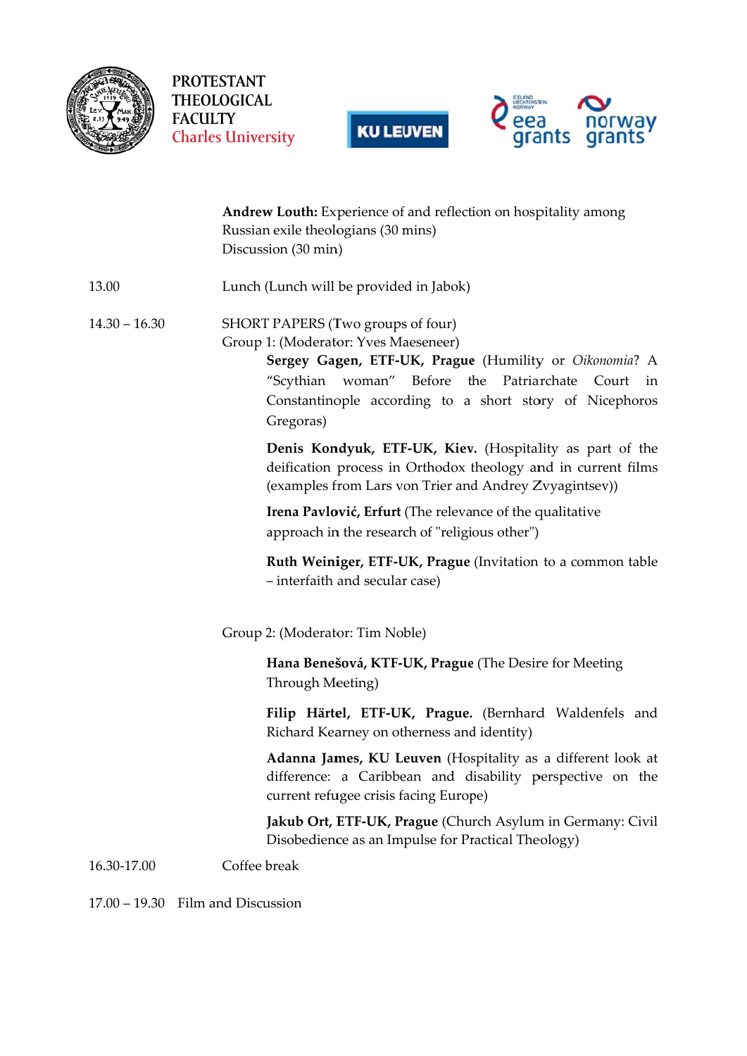PROTESTANT
THEOLOGICAL
FACULTY
Charles University

KU LEUVEN

eea grants · norway grants

**Andrew Louth:** Experience of and reflection on hospitality among Russian exile theologians (30 mins)
Discussion (30 min)

13.00 Lunch (Lunch will be provided in Jabok)

14.30 – 16.30 SHORT PAPERS (Two groups of four)

Group 1: (Moderator: Yves Maeseneer)

**Sergey Gagen, ETF-UK, Prague** (Humility or *Oikonomia*? A "Scythian woman" Before the Patriarchate Court in Constantinople according to a short story of Nicephoros Gregoras)

**Denis Kondyuk, ETF-UK, Kiev.** (Hospitality as part of the deification process in Orthodox theology and in current films (examples from Lars von Trier and Andrey Zvyagintsev))

**Irena Pavlović, Erfurt** (The relevance of the qualitative approach in the research of "religious other")

**Ruth Weiniger, ETF-UK, Prague** (Invitation to a common table – interfaith and secular case)

Group 2: (Moderator: Tim Noble)

**Hana Benešová, KTF-UK, Prague** (The Desire for Meeting Through Meeting)

**Filip Härtel, ETF-UK, Prague.** (Bernhard Waldenfels and Richard Kearney on otherness and identity)

**Adanna James, KU Leuven** (Hospitality as a different look at difference: a Caribbean and disability perspective on the current refugee crisis facing Europe)

**Jakub Ort, ETF-UK, Prague** (Church Asylum in Germany: Civil Disobedience as an Impulse for Practical Theology)

16.30-17.00 Coffee break

17.00 – 19.30 Film and Discussion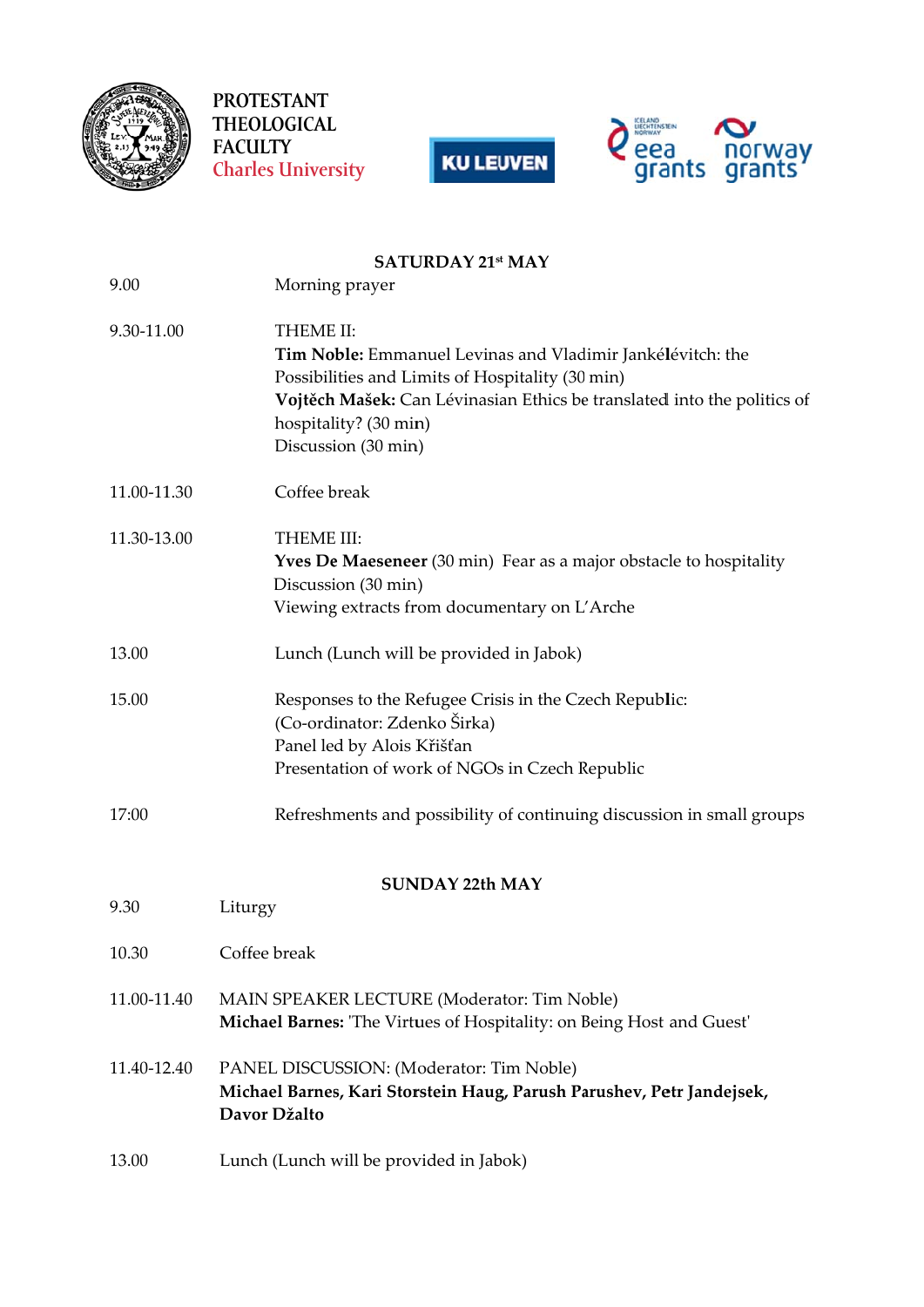PROTESTANT THEOLOGICAL FACULTY
Charles University

KU LEUVEN

eea grants norway grants

## SATURDAY 21st MAY

| | |
|---|---|
| 9.00 | Morning prayer |
| 9.30-11.00 | THEME II:<br>**Tim Noble:** Emmanuel Levinas and Vladimir Jankélévitch: the Possibilities and Limits of Hospitality (30 min)<br>**Vojtěch Mašek:** Can Lévinasian Ethics be translated into the politics of hospitality? (30 min)<br>Discussion (30 min) |
| 11.00-11.30 | Coffee break |
| 11.30-13.00 | THEME III:<br>**Yves De Maeseneer** (30 min) Fear as a major obstacle to hospitality<br>Discussion (30 min)<br>Viewing extracts from documentary on L'Arche |
| 13.00 | Lunch (Lunch will be provided in Jabok) |
| 15.00 | Responses to the Refugee Crisis in the Czech Republic:<br>(Co-ordinator: Zdenko Širka)<br>Panel led by Alois Křišťan<br>Presentation of work of NGOs in Czech Republic |
| 17:00 | Refreshments and possibility of continuing discussion in small groups |

## SUNDAY 22th MAY

| | |
|---|---|
| 9.30 | Liturgy |
| 10.30 | Coffee break |
| 11.00-11.40 | MAIN SPEAKER LECTURE (Moderator: Tim Noble)<br>**Michael Barnes:** 'The Virtues of Hospitality: on Being Host and Guest' |
| 11.40-12.40 | PANEL DISCUSSION: (Moderator: Tim Noble)<br>**Michael Barnes, Kari Storstein Haug, Parush Parushev, Petr Jandejsek, Davor Džalto** |
| 13.00 | Lunch (Lunch will be provided in Jabok) |